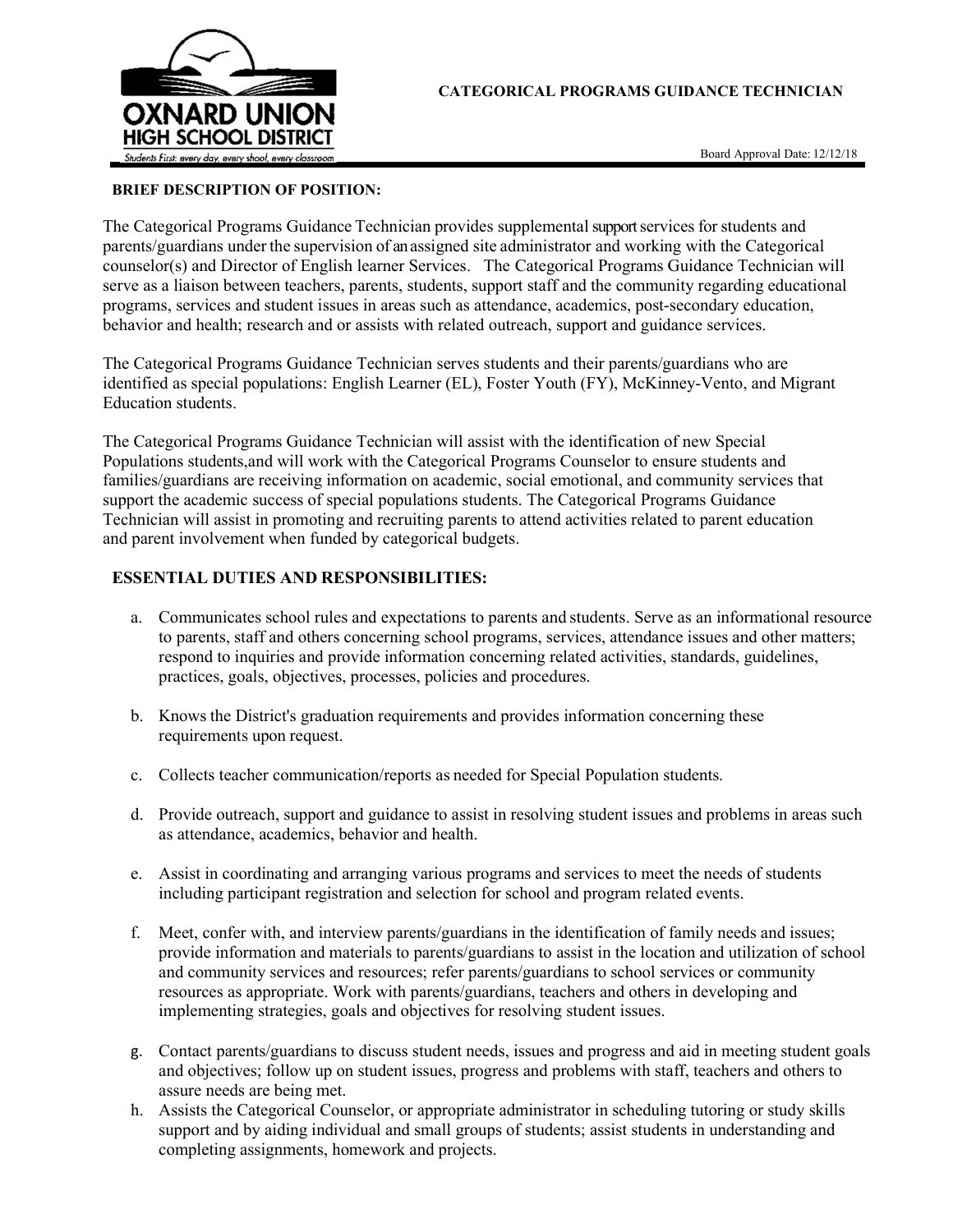OXNARD UNION HIGH SCHOOL DISTRICT

Students First: every day, every shool, every classroom

# CATEGORICAL PROGRAMS GUIDANCE TECHNICIAN

Board Approval Date: 12/12/18

**BRIEF DESCRIPTION OF POSITION:**

The Categorical Programs Guidance Technician provides supplemental support services for students and parents/guardians under the supervision of an assigned site administrator and working with the Categorical counselor(s) and Director of English learner Services. The Categorical Programs Guidance Technician will serve as a liaison between teachers, parents, students, support staff and the community regarding educational programs, services and student issues in areas such as attendance, academics, post-secondary education, behavior and health; research and or assists with related outreach, support and guidance services.

The Categorical Programs Guidance Technician serves students and their parents/guardians who are identified as special populations: English Learner (EL), Foster Youth (FY), McKinney-Vento, and Migrant Education students.

The Categorical Programs Guidance Technician will assist with the identification of new Special Populations students,and will work with the Categorical Programs Counselor to ensure students and families/guardians are receiving information on academic, social emotional, and community services that support the academic success of special populations students. The Categorical Programs Guidance Technician will assist in promoting and recruiting parents to attend activities related to parent education and parent involvement when funded by categorical budgets.

## ESSENTIAL DUTIES AND RESPONSIBILITIES:

a. Communicates school rules and expectations to parents and students. Serve as an informational resource to parents, staff and others concerning school programs, services, attendance issues and other matters; respond to inquiries and provide information concerning related activities, standards, guidelines, practices, goals, objectives, processes, policies and procedures.

b. Knows the District's graduation requirements and provides information concerning these requirements upon request.

c. Collects teacher communication/reports as needed for Special Population students.

d. Provide outreach, support and guidance to assist in resolving student issues and problems in areas such as attendance, academics, behavior and health.

e. Assist in coordinating and arranging various programs and services to meet the needs of students including participant registration and selection for school and program related events.

f. Meet, confer with, and interview parents/guardians in the identification of family needs and issues; provide information and materials to parents/guardians to assist in the location and utilization of school and community services and resources; refer parents/guardians to school services or community resources as appropriate. Work with parents/guardians, teachers and others in developing and implementing strategies, goals and objectives for resolving student issues.

g. Contact parents/guardians to discuss student needs, issues and progress and aid in meeting student goals and objectives; follow up on student issues, progress and problems with staff, teachers and others to assure needs are being met.

h. Assists the Categorical Counselor, or appropriate administrator in scheduling tutoring or study skills support and by aiding individual and small groups of students; assist students in understanding and completing assignments, homework and projects.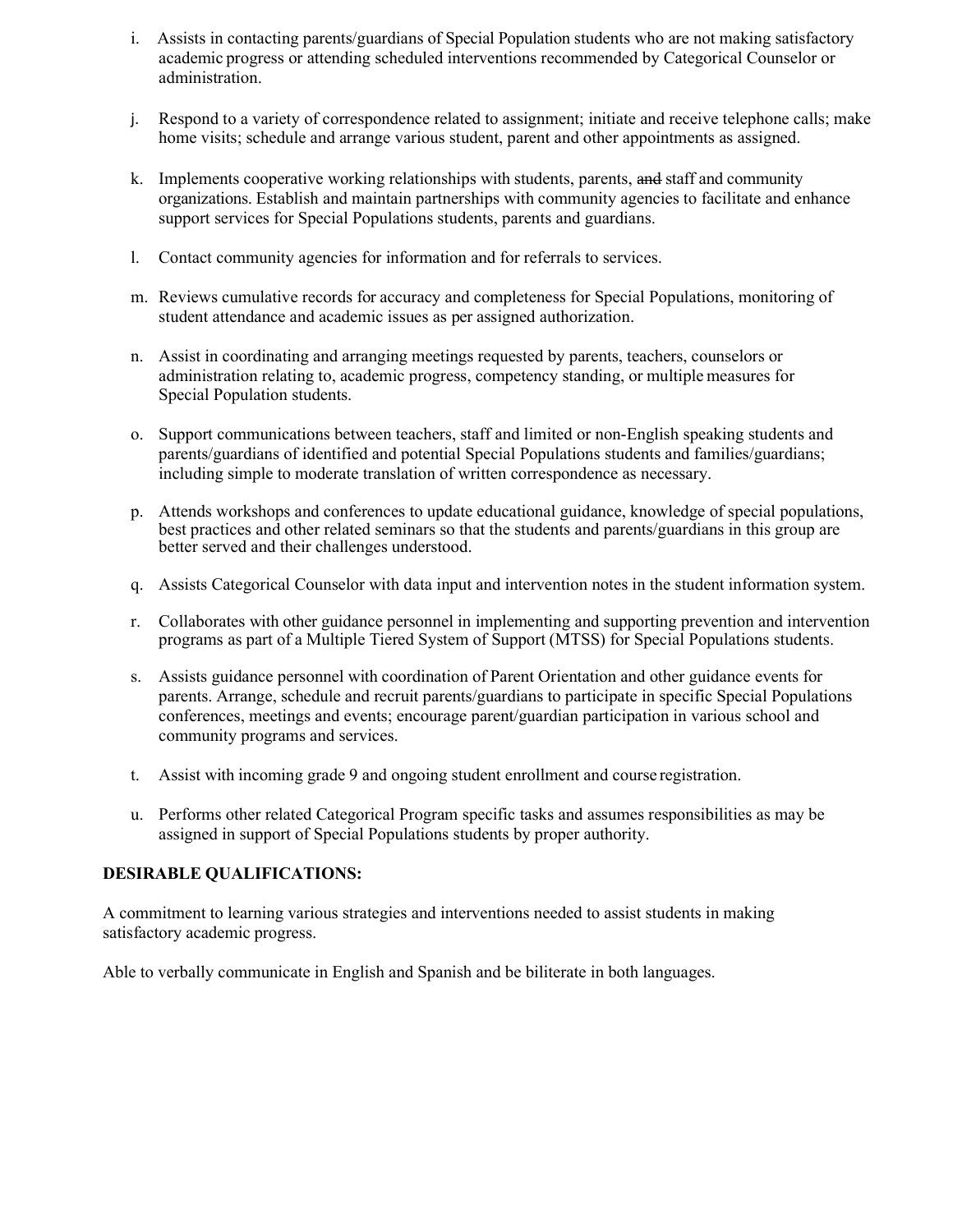i. Assists in contacting parents/guardians of Special Population students who are not making satisfactory academic progress or attending scheduled interventions recommended by Categorical Counselor or administration.

j. Respond to a variety of correspondence related to assignment; initiate and receive telephone calls; make home visits; schedule and arrange various student, parent and other appointments as assigned.

k. Implements cooperative working relationships with students, parents, ~~and~~ staff and community organizations. Establish and maintain partnerships with community agencies to facilitate and enhance support services for Special Populations students, parents and guardians.

l. Contact community agencies for information and for referrals to services.

m. Reviews cumulative records for accuracy and completeness for Special Populations, monitoring of student attendance and academic issues as per assigned authorization.

n. Assist in coordinating and arranging meetings requested by parents, teachers, counselors or administration relating to, academic progress, competency standing, or multiple measures for Special Population students.

o. Support communications between teachers, staff and limited or non-English speaking students and parents/guardians of identified and potential Special Populations students and families/guardians; including simple to moderate translation of written correspondence as necessary.

p. Attends workshops and conferences to update educational guidance, knowledge of special populations, best practices and other related seminars so that the students and parents/guardians in this group are better served and their challenges understood.

q. Assists Categorical Counselor with data input and intervention notes in the student information system.

r. Collaborates with other guidance personnel in implementing and supporting prevention and intervention programs as part of a Multiple Tiered System of Support (MTSS) for Special Populations students.

s. Assists guidance personnel with coordination of Parent Orientation and other guidance events for parents. Arrange, schedule and recruit parents/guardians to participate in specific Special Populations conferences, meetings and events; encourage parent/guardian participation in various school and community programs and services.

t. Assist with incoming grade 9 and ongoing student enrollment and course registration.

u. Performs other related Categorical Program specific tasks and assumes responsibilities as may be assigned in support of Special Populations students by proper authority.

**DESIRABLE QUALIFICATIONS:**

A commitment to learning various strategies and interventions needed to assist students in making satisfactory academic progress.

Able to verbally communicate in English and Spanish and be biliterate in both languages.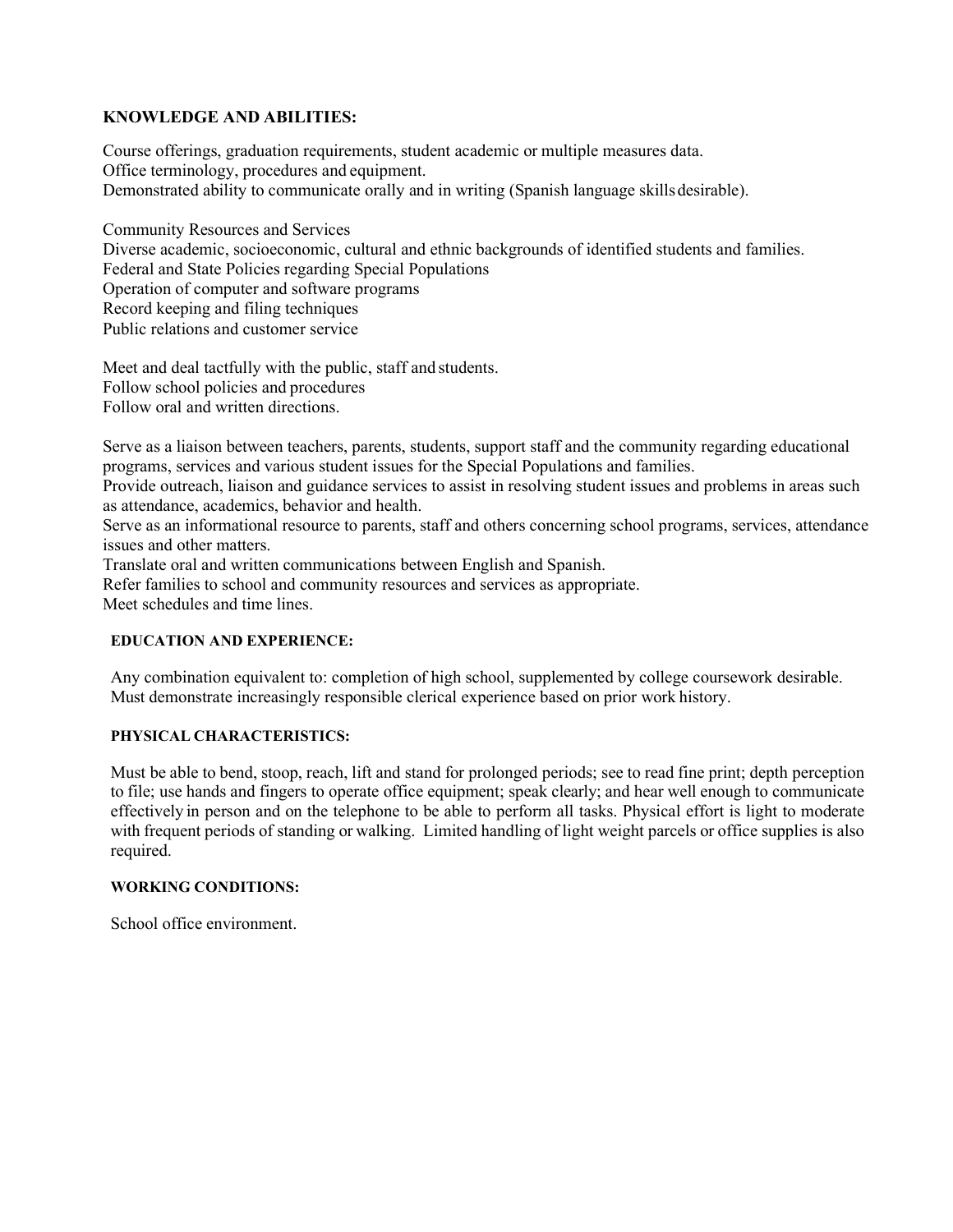**KNOWLEDGE AND ABILITIES:**

Course offerings, graduation requirements, student academic or multiple measures data.
Office terminology, procedures and equipment.
Demonstrated ability to communicate orally and in writing (Spanish language skills desirable).

Community Resources and Services
Diverse academic, socioeconomic, cultural and ethnic backgrounds of identified students and families.
Federal and State Policies regarding Special Populations
Operation of computer and software programs
Record keeping and filing techniques
Public relations and customer service

Meet and deal tactfully with the public, staff and students.
Follow school policies and procedures
Follow oral and written directions.

Serve as a liaison between teachers, parents, students, support staff and the community regarding educational programs, services and various student issues for the Special Populations and families.
Provide outreach, liaison and guidance services to assist in resolving student issues and problems in areas such as attendance, academics, behavior and health.
Serve as an informational resource to parents, staff and others concerning school programs, services, attendance issues and other matters.
Translate oral and written communications between English and Spanish.
Refer families to school and community resources and services as appropriate.
Meet schedules and time lines.

**EDUCATION AND EXPERIENCE:**

Any combination equivalent to: completion of high school, supplemented by college coursework desirable. Must demonstrate increasingly responsible clerical experience based on prior work history.

**PHYSICAL CHARACTERISTICS:**

Must be able to bend, stoop, reach, lift and stand for prolonged periods; see to read fine print; depth perception to file; use hands and fingers to operate office equipment; speak clearly; and hear well enough to communicate effectively in person and on the telephone to be able to perform all tasks. Physical effort is light to moderate with frequent periods of standing or walking. Limited handling of light weight parcels or office supplies is also required.

**WORKING CONDITIONS:**

School office environment.